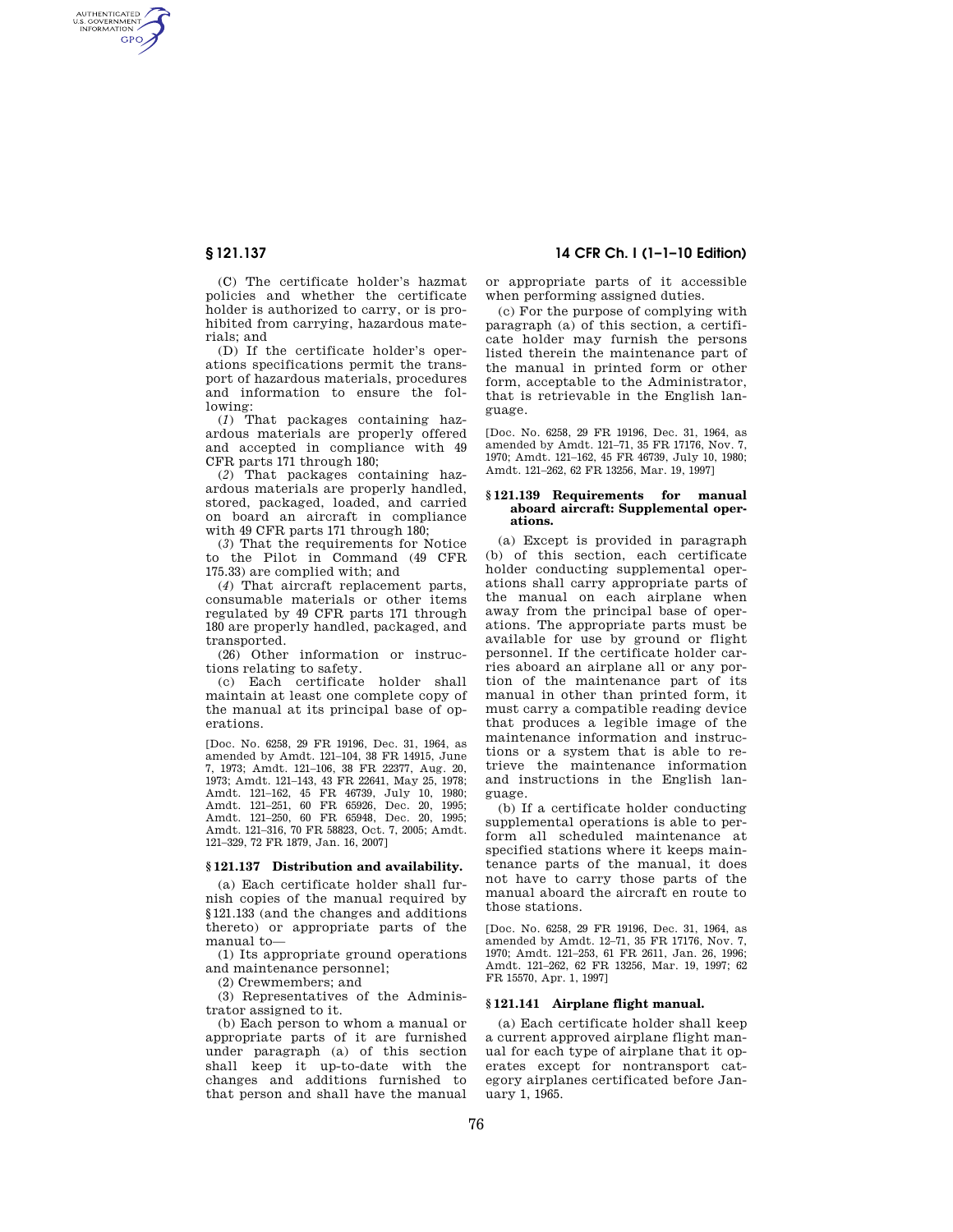(C) The certificate holder's hazmat policies and whether the certificate holder is authorized to carry, or is prohibited from carrying, hazardous materials; and

(D) If the certificate holder's operations specifications permit the transport of hazardous materials, procedures and information to ensure the following:

(*1*) That packages containing hazardous materials are properly offered and accepted in compliance with 49 CFR parts 171 through 180;

(*2*) That packages containing hazardous materials are properly handled, stored, packaged, loaded, and carried on board an aircraft in compliance with 49 CFR parts 171 through 180;

(*3*) That the requirements for Notice to the Pilot in Command (49 CFR 175.33) are complied with; and

(*4*) That aircraft replacement parts, consumable materials or other items regulated by 49 CFR parts 171 through 180 are properly handled, packaged, and transported.

(26) Other information or instructions relating to safety.

(c) Each certificate holder shall maintain at least one complete copy of the manual at its principal base of operations.

[Doc. No. 6258, 29 FR 19196, Dec. 31, 1964, as amended by Amdt. 121–104, 38 FR 14915, June 7, 1973; Amdt. 121–106, 38 FR 22377, Aug. 20, 1973; Amdt. 121–143, 43 FR 22641, May 25, 1978; Amdt. 121–162, 45 FR 46739, July 10, 1980; Amdt. 121–251, 60 FR 65926, Dec. 20, 1995; Amdt. 121–250, 60 FR 65948, Dec. 20, 1995; Amdt. 121–316, 70 FR 58823, Oct. 7, 2005; Amdt. 121–329, 72 FR 1879, Jan. 16, 2007]

### § 121.137 Distribution and availability.

(a) Each certificate holder shall furnish copies of the manual required by §121.133 (and the changes and additions thereto) or appropriate parts of the manual to—

(1) Its appropriate ground operations and maintenance personnel;

(2) Crewmembers; and

(3) Representatives of the Administrator assigned to it.

(b) Each person to whom a manual or appropriate parts of it are furnished under paragraph (a) of this section shall keep it up-to-date with the changes and additions furnished to that person and shall have the manual or appropriate parts of it accessible when performing assigned duties.

(c) For the purpose of complying with paragraph (a) of this section, a certificate holder may furnish the persons listed therein the maintenance part of the manual in printed form or other form, acceptable to the Administrator, that is retrievable in the English language.

[Doc. No. 6258, 29 FR 19196, Dec. 31, 1964, as amended by Amdt. 121–71, 35 FR 17176, Nov. 7, 1970; Amdt. 121–162, 45 FR 46739, July 10, 1980; Amdt. 121–262, 62 FR 13256, Mar. 19, 1997]

### § 121.139 Requirements for manual aboard aircraft: Supplemental operations.

(a) Except is provided in paragraph (b) of this section, each certificate holder conducting supplemental operations shall carry appropriate parts of the manual on each airplane when away from the principal base of operations. The appropriate parts must be available for use by ground or flight personnel. If the certificate holder carries aboard an airplane all or any portion of the maintenance part of its manual in other than printed form, it must carry a compatible reading device that produces a legible image of the maintenance information and instructions or a system that is able to retrieve the maintenance information and instructions in the English language.

(b) If a certificate holder conducting supplemental operations is able to perform all scheduled maintenance at specified stations where it keeps maintenance parts of the manual, it does not have to carry those parts of the manual aboard the aircraft en route to those stations.

[Doc. No. 6258, 29 FR 19196, Dec. 31, 1964, as amended by Amdt. 12–71, 35 FR 17176, Nov. 7, 1970; Amdt. 121–253, 61 FR 2611, Jan. 26, 1996; Amdt. 121–262, 62 FR 13256, Mar. 19, 1997; 62 FR 15570, Apr. 1, 1997]

### § 121.141 Airplane flight manual.

(a) Each certificate holder shall keep a current approved airplane flight manual for each type of airplane that it operates except for nontransport category airplanes certificated before January 1, 1965.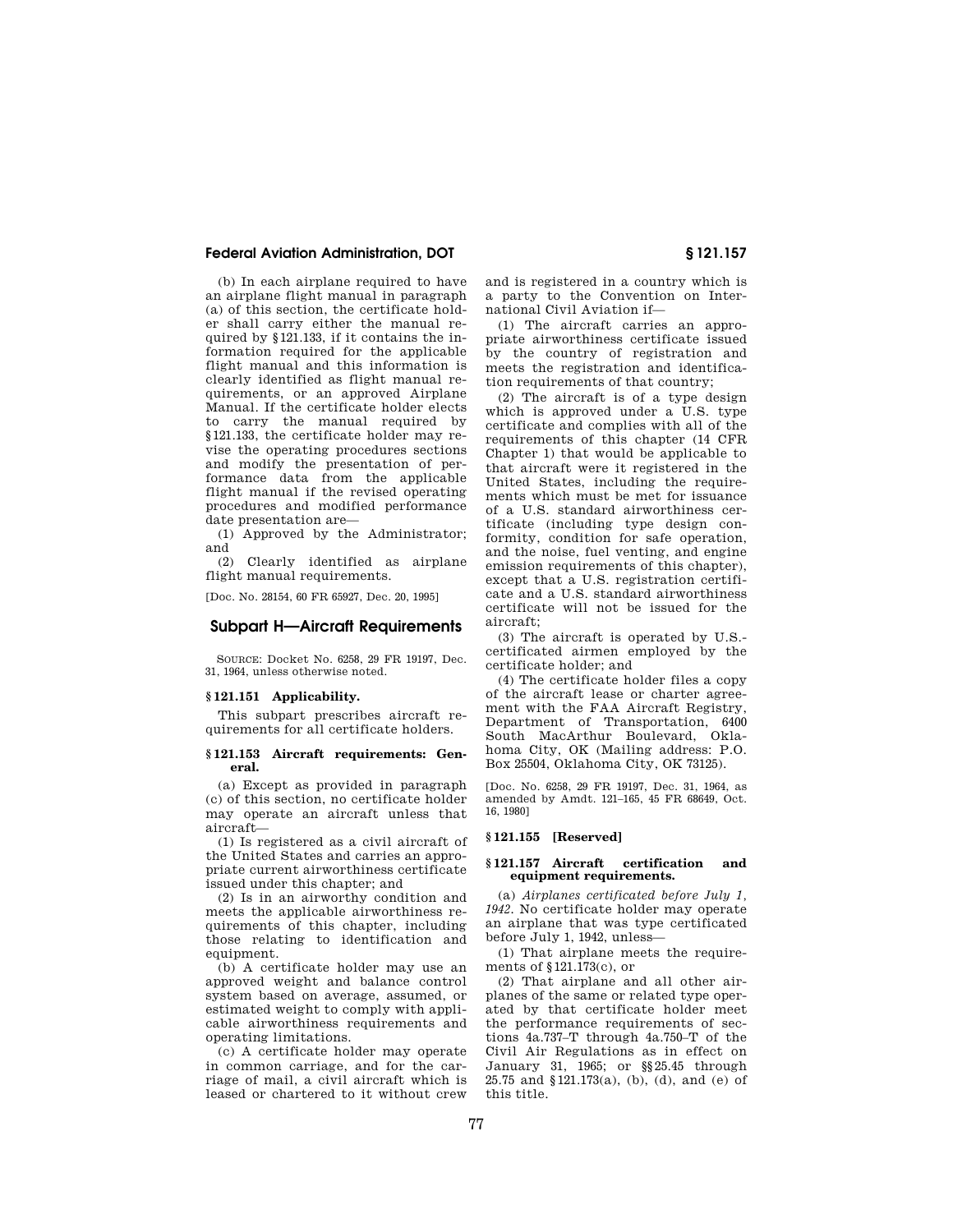(b) In each airplane required to have an airplane flight manual in paragraph (a) of this section, the certificate holder shall carry either the manual required by §121.133, if it contains the information required for the applicable flight manual and this information is clearly identified as flight manual requirements, or an approved Airplane Manual. If the certificate holder elects to carry the manual required by §121.133, the certificate holder may revise the operating procedures sections and modify the presentation of performance data from the applicable flight manual if the revised operating procedures and modified performance date presentation are—

(1) Approved by the Administrator; and

(2) Clearly identified as airplane flight manual requirements.

[Doc. No. 28154, 60 FR 65927, Dec. 20, 1995]

## Subpart H—Aircraft Requirements

SOURCE: Docket No. 6258, 29 FR 19197, Dec. 31, 1964, unless otherwise noted.

### § 121.151 Applicability.

This subpart prescribes aircraft requirements for all certificate holders.

### § 121.153 Aircraft requirements: General.

(a) Except as provided in paragraph (c) of this section, no certificate holder may operate an aircraft unless that aircraft—

(1) Is registered as a civil aircraft of the United States and carries an appropriate current airworthiness certificate issued under this chapter; and

(2) Is in an airworthy condition and meets the applicable airworthiness requirements of this chapter, including those relating to identification and equipment.

(b) A certificate holder may use an approved weight and balance control system based on average, assumed, or estimated weight to comply with applicable airworthiness requirements and operating limitations.

(c) A certificate holder may operate in common carriage, and for the carriage of mail, a civil aircraft which is leased or chartered to it without crew and is registered in a country which is a party to the Convention on International Civil Aviation if—

(1) The aircraft carries an appropriate airworthiness certificate issued by the country of registration and meets the registration and identification requirements of that country;

(2) The aircraft is of a type design which is approved under a U.S. type certificate and complies with all of the requirements of this chapter (14 CFR Chapter 1) that would be applicable to that aircraft were it registered in the United States, including the requirements which must be met for issuance of a U.S. standard airworthiness certificate (including type design conformity, condition for safe operation, and the noise, fuel venting, and engine emission requirements of this chapter), except that a U.S. registration certificate and a U.S. standard airworthiness certificate will not be issued for the aircraft;

(3) The aircraft is operated by U.S.-certificated airmen employed by the certificate holder; and

(4) The certificate holder files a copy of the aircraft lease or charter agreement with the FAA Aircraft Registry, Department of Transportation, 6400 South MacArthur Boulevard, Oklahoma City, OK (Mailing address: P.O. Box 25504, Oklahoma City, OK 73125).

[Doc. No. 6258, 29 FR 19197, Dec. 31, 1964, as amended by Amdt. 121–165, 45 FR 68649, Oct. 16, 1980]

### § 121.155 [Reserved]

### § 121.157 Aircraft certification and equipment requirements.

(a) *Airplanes certificated before July 1, 1942.* No certificate holder may operate an airplane that was type certificated before July 1, 1942, unless—

(1) That airplane meets the requirements of §121.173(c), or

(2) That airplane and all other airplanes of the same or related type operated by that certificate holder meet the performance requirements of sections 4a.737–T through 4a.750–T of the Civil Air Regulations as in effect on January 31, 1965; or §§25.45 through 25.75 and §121.173(a), (b), (d), and (e) of this title.